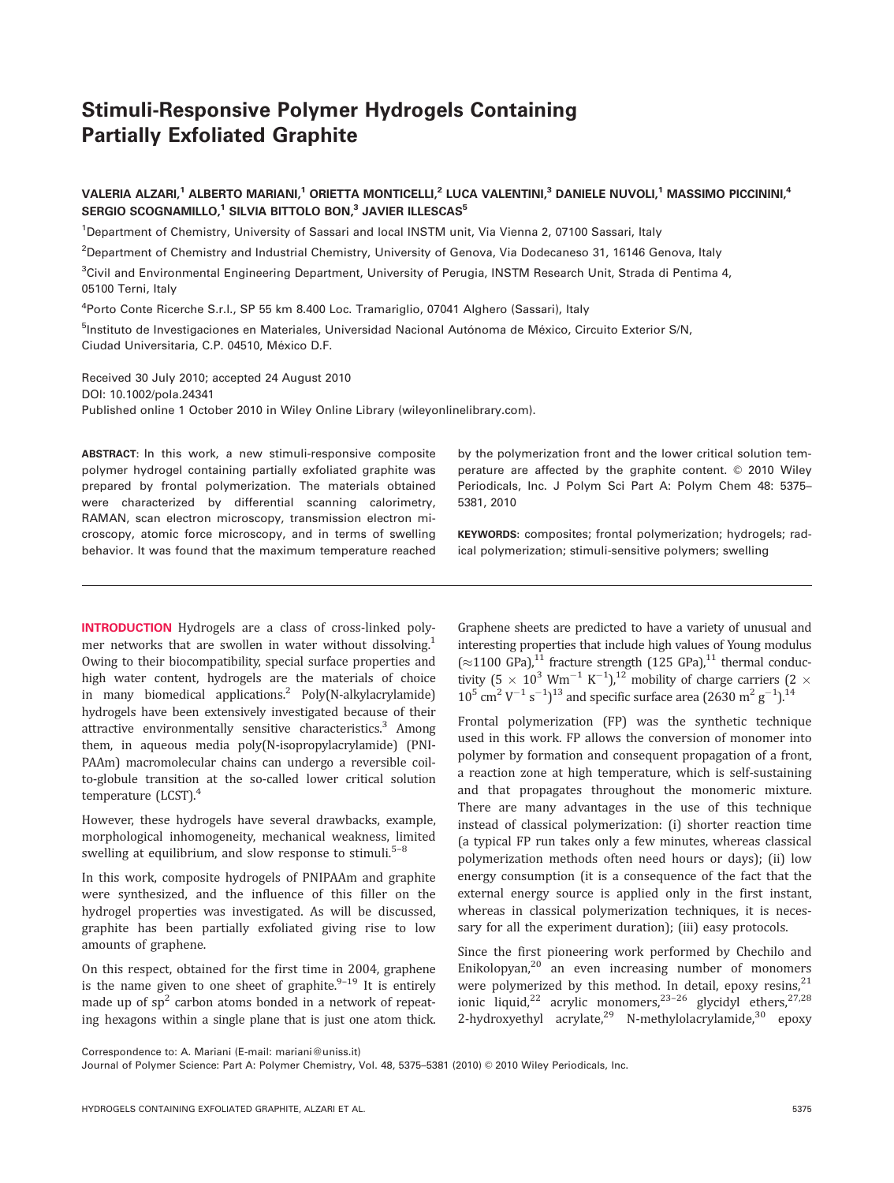# Stimuli-Responsive Polymer Hydrogels Containing Partially Exfoliated Graphite

VALERIA ALZARI,[1] ALBERTO MARIANI,[1] ORIETTA MONTICELLI,[2] LUCA VALENTINI,[3] DANIELE NUVOLI,[1] MASSIMO PICCININI,[4] SERGIO SCOGNAMILLO,[1] SILVIA BITTOLO BON,[3] JAVIER ILLESCAS[5]

[1]Department of Chemistry, University of Sassari and local INSTM unit, Via Vienna 2, 07100 Sassari, Italy

[2]Department of Chemistry and Industrial Chemistry, University of Genova, Via Dodecaneso 31, 16146 Genova, Italy

[3]Civil and Environmental Engineering Department, University of Perugia, INSTM Research Unit, Strada di Pentima 4, 05100 Terni, Italy

[4]Porto Conte Ricerche S.r.l., SP 55 km 8.400 Loc. Tramariglio, 07041 Alghero (Sassari), Italy

[5]Instituto de Investigaciones en Materiales, Universidad Nacional Autónoma de México, Circuito Exterior S/N, Ciudad Universitaria, C.P. 04510, México D.F.

Received 30 July 2010; accepted 24 August 2010
DOI: 10.1002/pola.24341
Published online 1 October 2010 in Wiley Online Library (wileyonlinelibrary.com).

**ABSTRACT**: In this work, a new stimuli-responsive composite polymer hydrogel containing partially exfoliated graphite was prepared by frontal polymerization. The materials obtained were characterized by differential scanning calorimetry, RAMAN, scan electron microscopy, transmission electron microscopy, atomic force microscopy, and in terms of swelling behavior. It was found that the maximum temperature reached by the polymerization front and the lower critical solution temperature are affected by the graphite content. © 2010 Wiley Periodicals, Inc. J Polym Sci Part A: Polym Chem 48: 5375–5381, 2010

**KEYWORDS**: composites; frontal polymerization; hydrogels; radical polymerization; stimuli-sensitive polymers; swelling

**INTRODUCTION** Hydrogels are a class of cross-linked polymer networks that are swollen in water without dissolving.[1] Owing to their biocompatibility, special surface properties and high water content, hydrogels are the materials of choice in many biomedical applications.[2] Poly(N-alkylacrylamide) hydrogels have been extensively investigated because of their attractive environmentally sensitive characteristics.[3] Among them, in aqueous media poly(N-isopropylacrylamide) (PNIPAAm) macromolecular chains can undergo a reversible coil-to-globule transition at the so-called lower critical solution temperature (LCST).[4]

However, these hydrogels have several drawbacks, example, morphological inhomogeneity, mechanical weakness, limited swelling at equilibrium, and slow response to stimuli.[5–8]

In this work, composite hydrogels of PNIPAAm and graphite were synthesized, and the influence of this filler on the hydrogel properties was investigated. As will be discussed, graphite has been partially exfoliated giving rise to low amounts of graphene.

On this respect, obtained for the first time in 2004, graphene is the name given to one sheet of graphite.[9–19] It is entirely made up of $sp^2$ carbon atoms bonded in a network of repeating hexagons within a single plane that is just one atom thick. Graphene sheets are predicted to have a variety of unusual and interesting properties that include high values of Young modulus ($\approx$1100 GPa),[11] fracture strength (125 GPa),[11] thermal conductivity ($5 \times 10^3$ $Wm^{-1}$ $K^{-1}$),[12] mobility of charge carriers ($2 \times 10^5$ $cm^2$ $V^{-1}$ $s^{-1}$)[13] and specific surface area (2630 $m^2$ $g^{-1}$).[14]

Frontal polymerization (FP) was the synthetic technique used in this work. FP allows the conversion of monomer into polymer by formation and consequent propagation of a front, a reaction zone at high temperature, which is self-sustaining and that propagates throughout the monomeric mixture. There are many advantages in the use of this technique instead of classical polymerization: (i) shorter reaction time (a typical FP run takes only a few minutes, whereas classical polymerization methods often need hours or days); (ii) low energy consumption (it is a consequence of the fact that the external energy source is applied only in the first instant, whereas in classical polymerization techniques, it is necessary for all the experiment duration); (iii) easy protocols.

Since the first pioneering work performed by Chechilo and Enikolopyan,[20] an even increasing number of monomers were polymerized by this method. In detail, epoxy resins,[21] ionic liquid,[22] acrylic monomers,[23–26] glycidyl ethers,[27,28] 2-hydroxyethyl acrylate,[29] N-methylolacrylamide,[30] epoxy

Correspondence to: A. Mariani (E-mail: mariani@uniss.it)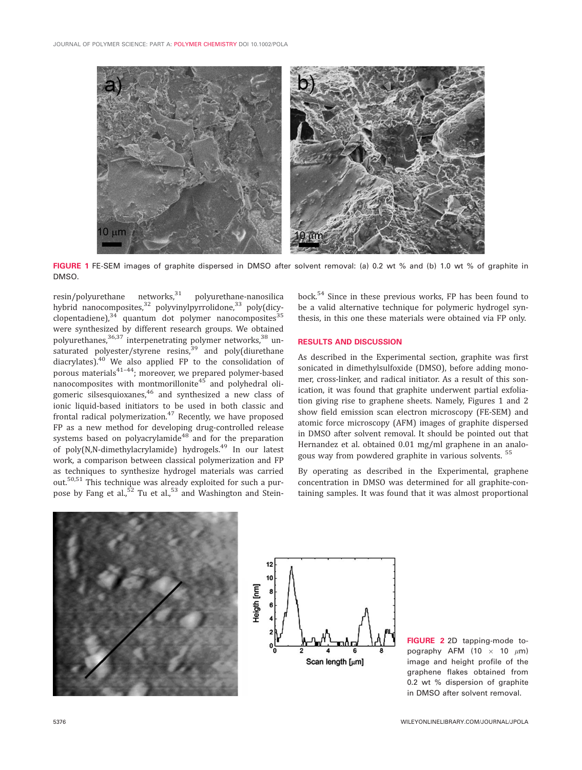FIGURE 1 FE-SEM images of graphite dispersed in DMSO after solvent removal: (a) 0.2 wt % and (b) 1.0 wt % of graphite in DMSO.

resin/polyurethane networks,[31] polyurethane-nanosilica hybrid nanocomposites,[32] polyvinylpyrrolidone,[33] poly(dicyclopentadiene),[34] quantum dot polymer nanocomposites[35] were synthesized by different research groups. We obtained polyurethanes,[36,37] interpenetrating polymer networks,[38] unsaturated polyester/styrene resins,[39] and poly(diurethane diacrylates).[40] We also applied FP to the consolidation of porous materials[41–44]; moreover, we prepared polymer-based nanocomposites with montmorillonite[45] and polyhedral oligomeric silsesquioxanes,[46] and synthesized a new class of ionic liquid-based initiators to be used in both classic and frontal radical polymerization.[47] Recently, we have proposed FP as a new method for developing drug-controlled release systems based on polyacrylamide[48] and for the preparation of poly(N,N-dimethylacrylamide) hydrogels.[49] In our latest work, a comparison between classical polymerization and FP as techniques to synthesize hydrogel materials was carried out.[50,51] This technique was already exploited for such a purpose by Fang et al.,[52] Tu et al.,[53] and Washington and Steinbock.[54] Since in these previous works, FP has been found to be a valid alternative technique for polymeric hydrogel synthesis, in this one these materials were obtained via FP only.

## RESULTS AND DISCUSSION

As described in the Experimental section, graphite was first sonicated in dimethylsulfoxide (DMSO), before adding monomer, cross-linker, and radical initiator. As a result of this sonication, it was found that graphite underwent partial exfoliation giving rise to graphene sheets. Namely, Figures 1 and 2 show field emission scan electron microscopy (FE-SEM) and atomic force microscopy (AFM) images of graphite dispersed in DMSO after solvent removal. It should be pointed out that Hernandez et al. obtained 0.01 mg/ml graphene in an analogous way from powdered graphite in various solvents.[55]

By operating as described in the Experimental, graphene concentration in DMSO was determined for all graphite-containing samples. It was found that it was almost proportional

FIGURE 2 2D tapping-mode topography AFM (10 × 10 μm) image and height profile of the graphene flakes obtained from 0.2 wt % dispersion of graphite in DMSO after solvent removal.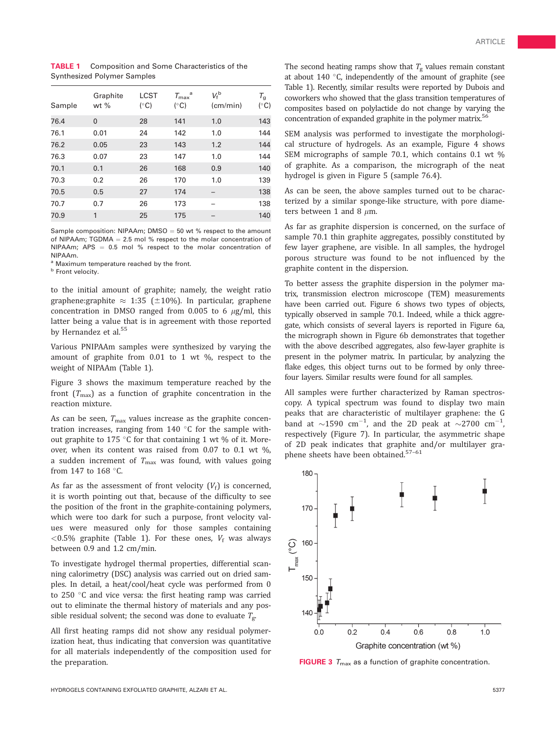**TABLE 1** Composition and Some Characteristics of the Synthesized Polymer Samples

| Sample | Graphite wt % | LCST (°C) | $T_{max}$[a] (°C) | $V_f$[b] (cm/min) | $T_g$ (°C) |
|---|---|---|---|---|---|
| 76.4 | 0 | 28 | 141 | 1.0 | 143 |
| 76.1 | 0.01 | 24 | 142 | 1.0 | 144 |
| 76.2 | 0.05 | 23 | 143 | 1.2 | 144 |
| 76.3 | 0.07 | 23 | 147 | 1.0 | 144 |
| 70.1 | 0.1 | 26 | 168 | 0.9 | 140 |
| 70.3 | 0.2 | 26 | 170 | 1.0 | 139 |
| 70.5 | 0.5 | 27 | 174 | – | 138 |
| 70.7 | 0.7 | 26 | 173 | – | 138 |
| 70.9 | 1 | 25 | 175 | – | 140 |

Sample composition: NIPAAm; DMSO = 50 wt % respect to the amount of NIPAAm; TGDMA = 2.5 mol % respect to the molar concentration of NIPAAm; APS = 0.5 mol % respect to the molar concentration of NIPAAm.

[a] Maximum temperature reached by the front.

[b] Front velocity.

to the initial amount of graphite; namely, the weight ratio graphene:graphite ≈ 1:35 (±10%). In particular, graphene concentration in DMSO ranged from 0.005 to 6 μg/ml, this latter being a value that is in agreement with those reported by Hernandez et al.[55]

Various PNIPAAm samples were synthesized by varying the amount of graphite from 0.01 to 1 wt %, respect to the weight of NIPAAm (Table 1).

Figure 3 shows the maximum temperature reached by the front ($T_{max}$) as a function of graphite concentration in the reaction mixture.

As can be seen, $T_{max}$ values increase as the graphite concentration increases, ranging from 140 °C for the sample without graphite to 175 °C for that containing 1 wt % of it. Moreover, when its content was raised from 0.07 to 0.1 wt %, a sudden increment of $T_{max}$ was found, with values going from 147 to 168 °C.

As far as the assessment of front velocity ($V_f$) is concerned, it is worth pointing out that, because of the difficulty to see the position of the front in the graphite-containing polymers, which were too dark for such a purpose, front velocity values were measured only for those samples containing <0.5% graphite (Table 1). For these ones, $V_f$ was always between 0.9 and 1.2 cm/min.

To investigate hydrogel thermal properties, differential scanning calorimetry (DSC) analysis was carried out on dried samples. In detail, a heat/cool/heat cycle was performed from 0 to 250 °C and vice versa: the first heating ramp was carried out to eliminate the thermal history of materials and any possible residual solvent; the second was done to evaluate $T_g$.

All first heating ramps did not show any residual polymerization heat, thus indicating that conversion was quantitative for all materials independently of the composition used for the preparation.

The second heating ramps show that $T_g$ values remain constant at about 140 °C, independently of the amount of graphite (see Table 1). Recently, similar results were reported by Dubois and coworkers who showed that the glass transition temperatures of composites based on polylactide do not change by varying the concentration of expanded graphite in the polymer matrix.[56]

SEM analysis was performed to investigate the morphological structure of hydrogels. As an example, Figure 4 shows SEM micrographs of sample 70.1, which contains 0.1 wt % of graphite. As a comparison, the micrograph of the neat hydrogel is given in Figure 5 (sample 76.4).

As can be seen, the above samples turned out to be characterized by a similar sponge-like structure, with pore diameters between 1 and 8 μm.

As far as graphite dispersion is concerned, on the surface of sample 70.1 thin graphite aggregates, possibly constituted by few layer graphene, are visible. In all samples, the hydrogel porous structure was found to be not influenced by the graphite content in the dispersion.

To better assess the graphite dispersion in the polymer matrix, transmission electron microscope (TEM) measurements have been carried out. Figure 6 shows two types of objects, typically observed in sample 70.1. Indeed, while a thick aggregate, which consists of several layers is reported in Figure 6a, the micrograph shown in Figure 6b demonstrates that together with the above described aggregates, also few-layer graphite is present in the polymer matrix. In particular, by analyzing the flake edges, this object turns out to be formed by only three-four layers. Similar results were found for all samples.

All samples were further characterized by Raman spectroscopy. A typical spectrum was found to display two main peaks that are characteristic of multilayer graphene: the G band at ~1590 $cm^{-1}$, and the 2D peak at ~2700 $cm^{-1}$, respectively (Figure 7). In particular, the asymmetric shape of 2D peak indicates that graphite and/or multilayer graphene sheets have been obtained.[57–61]

**FIGURE 3** $T_{max}$ as a function of graphite concentration.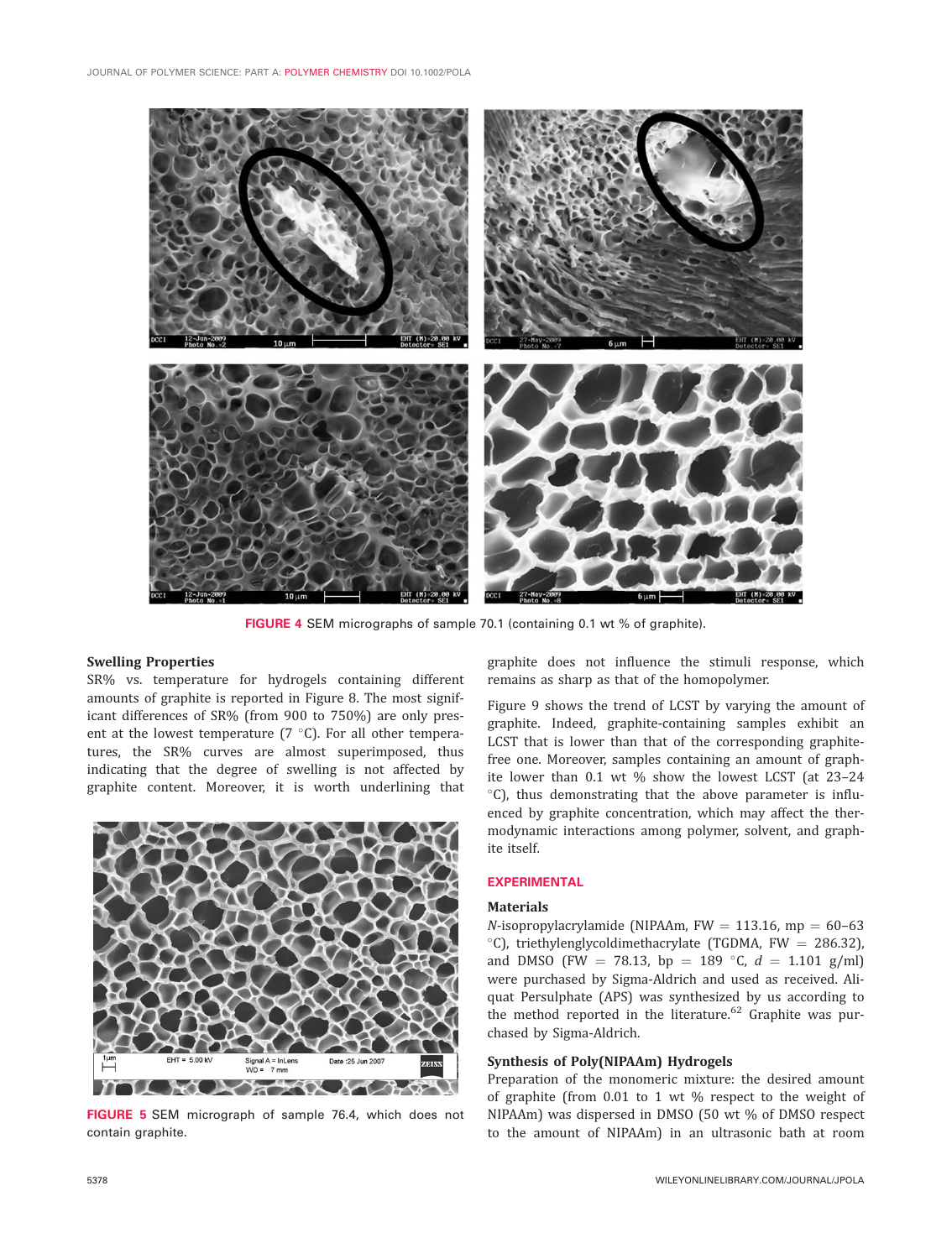FIGURE 4 SEM micrographs of sample 70.1 (containing 0.1 wt % of graphite).

FIGURE 5 SEM micrograph of sample 76.4, which does not contain graphite.

### Swelling Properties

SR% vs. temperature for hydrogels containing different amounts of graphite is reported in Figure 8. The most significant differences of SR% (from 900 to 750%) are only present at the lowest temperature (7 °C). For all other temperatures, the SR% curves are almost superimposed, thus indicating that the degree of swelling is not affected by graphite content. Moreover, it is worth underlining that graphite does not influence the stimuli response, which remains as sharp as that of the homopolymer.

Figure 9 shows the trend of LCST by varying the amount of graphite. Indeed, graphite-containing samples exhibit an LCST that is lower than that of the corresponding graphite-free one. Moreover, samples containing an amount of graphite lower than 0.1 wt % show the lowest LCST (at 23–24 °C), thus demonstrating that the above parameter is influenced by graphite concentration, which may affect the thermodynamic interactions among polymer, solvent, and graphite itself.

## EXPERIMENTAL

### Materials

*N*-isopropylacrylamide (NIPAAm, FW = 113.16, mp = 60–63 °C), triethylenglycoldimethacrylate (TGDMA, FW = 286.32), and DMSO (FW = 78.13, bp = 189 °C, *d* = 1.101 g/ml) were purchased by Sigma-Aldrich and used as received. Aliquat Persulphate (APS) was synthesized by us according to the method reported in the literature.[62] Graphite was purchased by Sigma-Aldrich.

### Synthesis of Poly(NIPAAm) Hydrogels

Preparation of the monomeric mixture: the desired amount of graphite (from 0.01 to 1 wt % respect to the weight of NIPAAm) was dispersed in DMSO (50 wt % of DMSO respect to the amount of NIPAAm) in an ultrasonic bath at room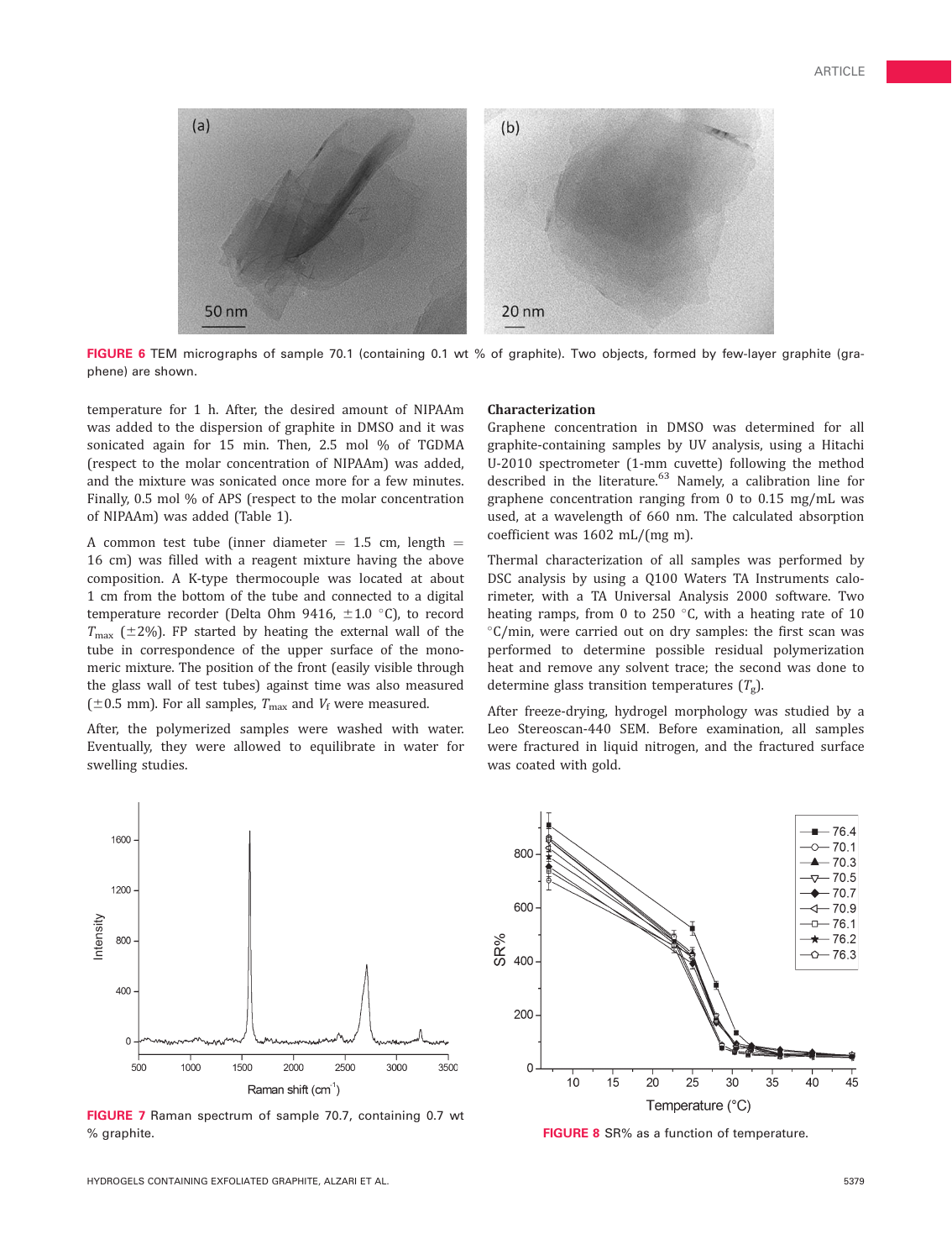FIGURE 6 TEM micrographs of sample 70.1 (containing 0.1 wt % of graphite). Two objects, formed by few-layer graphite (graphene) are shown.

temperature for 1 h. After, the desired amount of NIPAAm was added to the dispersion of graphite in DMSO and it was sonicated again for 15 min. Then, 2.5 mol % of TGDMA (respect to the molar concentration of NIPAAm) was added, and the mixture was sonicated once more for a few minutes. Finally, 0.5 mol % of APS (respect to the molar concentration of NIPAAm) was added (Table 1).

A common test tube (inner diameter = 1.5 cm, length = 16 cm) was filled with a reagent mixture having the above composition. A K-type thermocouple was located at about 1 cm from the bottom of the tube and connected to a digital temperature recorder (Delta Ohm 9416, ±1.0 °C), to record $T_{max}$ (±2%). FP started by heating the external wall of the tube in correspondence of the upper surface of the monomeric mixture. The position of the front (easily visible through the glass wall of test tubes) against time was also measured (±0.5 mm). For all samples, $T_{max}$ and $V_f$ were measured.

After, the polymerized samples were washed with water. Eventually, they were allowed to equilibrate in water for swelling studies.

### Characterization

Graphene concentration in DMSO was determined for all graphite-containing samples by UV analysis, using a Hitachi U-2010 spectrometer (1-mm cuvette) following the method described in the literature.[63] Namely, a calibration line for graphene concentration ranging from 0 to 0.15 mg/mL was used, at a wavelength of 660 nm. The calculated absorption coefficient was 1602 mL/(mg m).

Thermal characterization of all samples was performed by DSC analysis by using a Q100 Waters TA Instruments calorimeter, with a TA Universal Analysis 2000 software. Two heating ramps, from 0 to 250 °C, with a heating rate of 10 °C/min, were carried out on dry samples: the first scan was performed to determine possible residual polymerization heat and remove any solvent trace; the second was done to determine glass transition temperatures ($T_g$).

After freeze-drying, hydrogel morphology was studied by a Leo Stereoscan-440 SEM. Before examination, all samples were fractured in liquid nitrogen, and the fractured surface was coated with gold.

FIGURE 7 Raman spectrum of sample 70.7, containing 0.7 wt % graphite.

FIGURE 8 SR% as a function of temperature.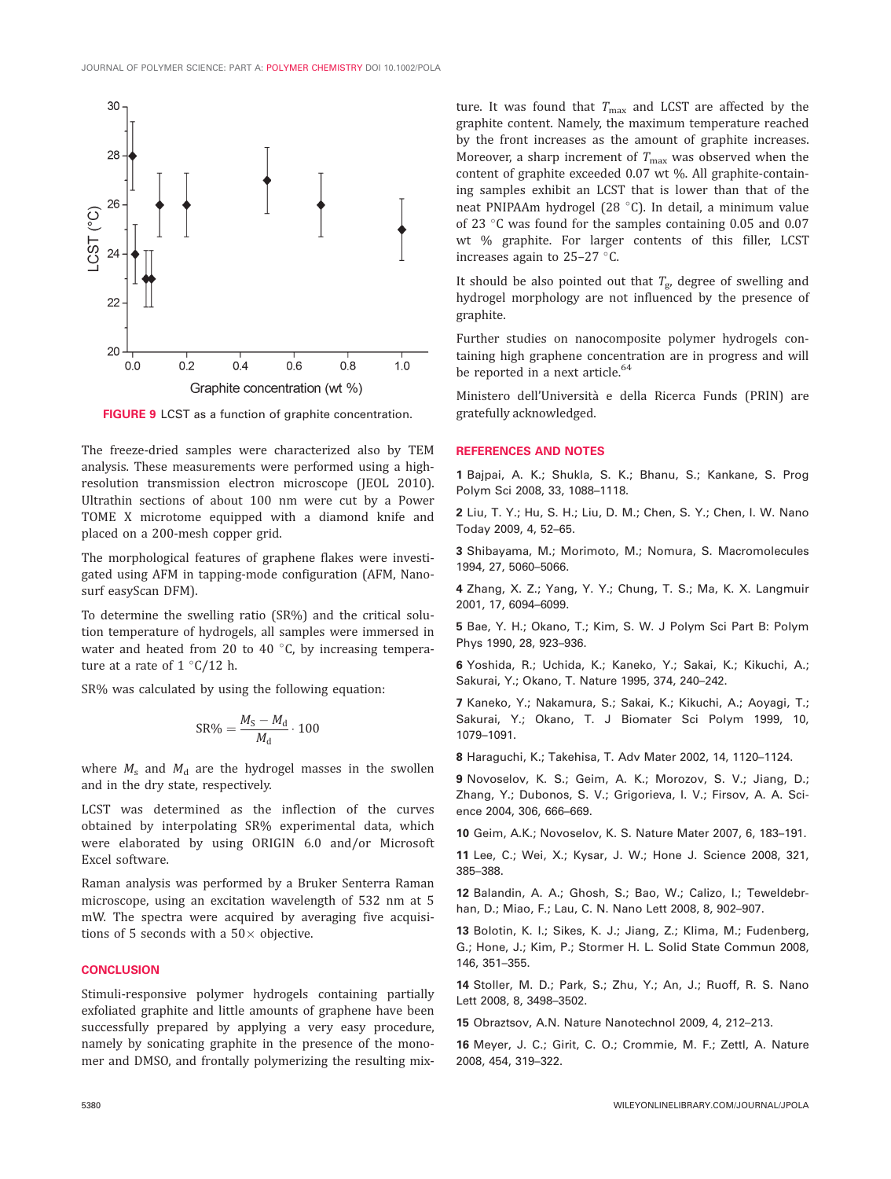FIGURE 9 LCST as a function of graphite concentration.

The freeze-dried samples were characterized also by TEM analysis. These measurements were performed using a high-resolution transmission electron microscope (JEOL 2010). Ultrathin sections of about 100 nm were cut by a Power TOME X microtome equipped with a diamond knife and placed on a 200-mesh copper grid.

The morphological features of graphene flakes were investigated using AFM in tapping-mode configuration (AFM, Nanosurf easyScan DFM).

To determine the swelling ratio (SR%) and the critical solution temperature of hydrogels, all samples were immersed in water and heated from 20 to 40 °C, by increasing temperature at a rate of 1 °C/12 h.

SR% was calculated by using the following equation:

$$\mathrm{SR\%} = \frac{M_S - M_d}{M_d} \cdot 100$$

where $M_s$ and $M_d$ are the hydrogel masses in the swollen and in the dry state, respectively.

LCST was determined as the inflection of the curves obtained by interpolating SR% experimental data, which were elaborated by using ORIGIN 6.0 and/or Microsoft Excel software.

Raman analysis was performed by a Bruker Senterra Raman microscope, using an excitation wavelength of 532 nm at 5 mW. The spectra were acquired by averaging five acquisitions of 5 seconds with a 50× objective.

## CONCLUSION

Stimuli-responsive polymer hydrogels containing partially exfoliated graphite and little amounts of graphene have been successfully prepared by applying a very easy procedure, namely by sonicating graphite in the presence of the monomer and DMSO, and frontally polymerizing the resulting mixture. It was found that $T_{max}$ and LCST are affected by the graphite content. Namely, the maximum temperature reached by the front increases as the amount of graphite increases. Moreover, a sharp increment of $T_{max}$ was observed when the content of graphite exceeded 0.07 wt %. All graphite-containing samples exhibit an LCST that is lower than that of the neat PNIPAAm hydrogel (28 °C). In detail, a minimum value of 23 °C was found for the samples containing 0.05 and 0.07 wt % graphite. For larger contents of this filler, LCST increases again to 25–27 °C.

It should be also pointed out that $T_g$, degree of swelling and hydrogel morphology are not influenced by the presence of graphite.

Further studies on nanocomposite polymer hydrogels containing high graphene concentration are in progress and will be reported in a next article.[64]

Ministero dell'Università e della Ricerca Funds (PRIN) are gratefully acknowledged.

## REFERENCES AND NOTES

**1** Bajpai, A. K.; Shukla, S. K.; Bhanu, S.; Kankane, S. Prog Polym Sci 2008, 33, 1088–1118.

**2** Liu, T. Y.; Hu, S. H.; Liu, D. M.; Chen, S. Y.; Chen, I. W. Nano Today 2009, 4, 52–65.

**3** Shibayama, M.; Morimoto, M.; Nomura, S. Macromolecules 1994, 27, 5060–5066.

**4** Zhang, X. Z.; Yang, Y. Y.; Chung, T. S.; Ma, K. X. Langmuir 2001, 17, 6094–6099.

**5** Bae, Y. H.; Okano, T.; Kim, S. W. J Polym Sci Part B: Polym Phys 1990, 28, 923–936.

**6** Yoshida, R.; Uchida, K.; Kaneko, Y.; Sakai, K.; Kikuchi, A.; Sakurai, Y.; Okano, T. Nature 1995, 374, 240–242.

**7** Kaneko, Y.; Nakamura, S.; Sakai, K.; Kikuchi, A.; Aoyagi, T.; Sakurai, Y.; Okano, T. J Biomater Sci Polym 1999, 10, 1079–1091.

**8** Haraguchi, K.; Takehisa, T. Adv Mater 2002, 14, 1120–1124.

**9** Novoselov, K. S.; Geim, A. K.; Morozov, S. V.; Jiang, D.; Zhang, Y.; Dubonos, S. V.; Grigorieva, I. V.; Firsov, A. A. Science 2004, 306, 666–669.

**10** Geim, A.K.; Novoselov, K. S. Nature Mater 2007, 6, 183–191.

**11** Lee, C.; Wei, X.; Kysar, J. W.; Hone J. Science 2008, 321, 385–388.

**12** Balandin, A. A.; Ghosh, S.; Bao, W.; Calizo, I.; Teweldebrhan, D.; Miao, F.; Lau, C. N. Nano Lett 2008, 8, 902–907.

**13** Bolotin, K. I.; Sikes, K. J.; Jiang, Z.; Klima, M.; Fudenberg, G.; Hone, J.; Kim, P.; Stormer H. L. Solid State Commun 2008, 146, 351–355.

**14** Stoller, M. D.; Park, S.; Zhu, Y.; An, J.; Ruoff, R. S. Nano Lett 2008, 8, 3498–3502.

**15** Obraztsov, A.N. Nature Nanotechnol 2009, 4, 212–213.

**16** Meyer, J. C.; Girit, C. O.; Crommie, M. F.; Zettl, A. Nature 2008, 454, 319–322.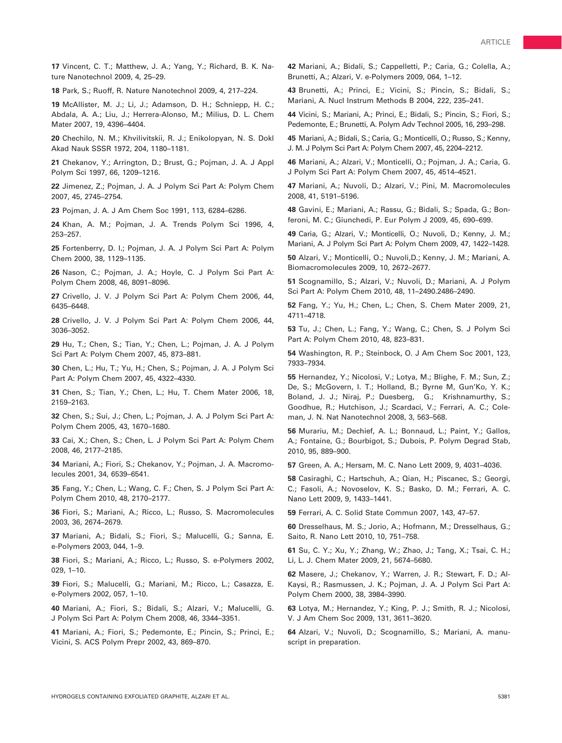17 Vincent, C. T.; Matthew, J. A.; Yang, Y.; Richard, B. K. Nature Nanotechnol 2009, 4, 25–29.

18 Park, S.; Ruoff, R. Nature Nanotechnol 2009, 4, 217–224.

19 McAllister, M. J.; Li, J.; Adamson, D. H.; Schniepp, H. C.; Abdala, A. A.; Liu, J.; Herrera-Alonso, M.; Milius, D. L. Chem Mater 2007, 19, 4396–4404.

20 Chechilo, N. M.; Khvilivitskii, R. J.; Enikolopyan, N. S. Dokl Akad Nauk SSSR 1972, 204, 1180–1181.

21 Chekanov, Y.; Arrington, D.; Brust, G.; Pojman, J. A. J Appl Polym Sci 1997, 66, 1209–1216.

22 Jimenez, Z.; Pojman, J. A. J Polym Sci Part A: Polym Chem 2007, 45, 2745–2754.

23 Pojman, J. A. J Am Chem Soc 1991, 113, 6284–6286.

24 Khan, A. M.; Pojman, J. A. Trends Polym Sci 1996, 4, 253–257.

25 Fortenberry, D. I.; Pojman, J. A. J Polym Sci Part A: Polym Chem 2000, 38, 1129–1135.

26 Nason, C.; Pojman, J. A.; Hoyle, C. J Polym Sci Part A: Polym Chem 2008, 46, 8091–8096.

27 Crivello, J. V. J Polym Sci Part A: Polym Chem 2006, 44, 6435–6448.

28 Crivello, J. V. J Polym Sci Part A: Polym Chem 2006, 44, 3036–3052.

29 Hu, T.; Chen, S.; Tian, Y.; Chen, L.; Pojman, J. A. J Polym Sci Part A: Polym Chem 2007, 45, 873–881.

30 Chen, L.; Hu, T.; Yu, H.; Chen, S.; Pojman, J. A. J Polym Sci Part A: Polym Chem 2007, 45, 4322–4330.

31 Chen, S.; Tian, Y.; Chen, L.; Hu, T. Chem Mater 2006, 18, 2159–2163.

32 Chen, S.; Sui, J.; Chen, L.; Pojman, J. A. J Polym Sci Part A: Polym Chem 2005, 43, 1670–1680.

33 Cai, X.; Chen, S.; Chen, L. J Polym Sci Part A: Polym Chem 2008, 46, 2177–2185.

34 Mariani, A.; Fiori, S.; Chekanov, Y.; Pojman, J. A. Macromolecules 2001, 34, 6539–6541.

35 Fang, Y.; Chen, L.; Wang, C. F.; Chen, S. J Polym Sci Part A: Polym Chem 2010, 48, 2170–2177.

36 Fiori, S.; Mariani, A.; Ricco, L.; Russo, S. Macromolecules 2003, 36, 2674–2679.

37 Mariani, A.; Bidali, S.; Fiori, S.; Malucelli, G.; Sanna, E. e-Polymers 2003, 044, 1–9.

38 Fiori, S.; Mariani, A.; Ricco, L.; Russo, S. e-Polymers 2002, 029, 1–10.

39 Fiori, S.; Malucelli, G.; Mariani, M.; Ricco, L.; Casazza, E. e-Polymers 2002, 057, 1–10.

40 Mariani, A.; Fiori, S.; Bidali, S.; Alzari, V.; Malucelli, G. J Polym Sci Part A: Polym Chem 2008, 46, 3344–3351.

41 Mariani, A.; Fiori, S.; Pedemonte, E.; Pincin, S.; Princi, E.; Vicini, S. ACS Polym Prepr 2002, 43, 869–870.

42 Mariani, A.; Bidali, S.; Cappelletti, P.; Caria, G.; Colella, A.; Brunetti, A.; Alzari, V. e-Polymers 2009, 064, 1–12.

43 Brunetti, A.; Princi, E.; Vicini, S.; Pincin, S.; Bidali, S.; Mariani, A. Nucl Instrum Methods B 2004, 222, 235–241.

44 Vicini, S.; Mariani, A.; Princi, E.; Bidali, S.; Pincin, S.; Fiori, S.; Pedemonte, E.; Brunetti, A. Polym Adv Technol 2005, 16, 293–298.

45 Mariani, A.; Bidali, S.; Caria, G.; Monticelli, O.; Russo, S.; Kenny, J. M. J Polym Sci Part A: Polym Chem 2007, 45, 2204–2212.

46 Mariani, A.; Alzari, V.; Monticelli, O.; Pojman, J. A.; Caria, G. J Polym Sci Part A: Polym Chem 2007, 45, 4514–4521.

47 Mariani, A.; Nuvoli, D.; Alzari, V.; Pini, M. Macromolecules 2008, 41, 5191–5196.

48 Gavini, E.; Mariani, A.; Rassu, G.; Bidali, S.; Spada, G.; Bonferoni, M. C.; Giunchedi, P. Eur Polym J 2009, 45, 690–699.

49 Caria, G.; Alzari, V.; Monticelli, O.; Nuvoli, D.; Kenny, J. M.; Mariani, A. J Polym Sci Part A: Polym Chem 2009, 47, 1422–1428.

50 Alzari, V.; Monticelli, O.; Nuvoli,D.; Kenny, J. M.; Mariani, A. Biomacromolecules 2009, 10, 2672–2677.

51 Scognamillo, S.; Alzari, V.; Nuvoli, D.; Mariani, A. J Polym Sci Part A: Polym Chem 2010, 48, 11–2490.2486–2490.

52 Fang, Y.; Yu, H.; Chen, L.; Chen, S. Chem Mater 2009, 21, 4711–4718.

53 Tu, J.; Chen, L.; Fang, Y.; Wang, C.; Chen, S. J Polym Sci Part A: Polym Chem 2010, 48, 823–831.

54 Washington, R. P.; Steinbock, O. J Am Chem Soc 2001, 123, 7933–7934.

55 Hernandez, Y.; Nicolosi, V.; Lotya, M.; Blighe, F. M.; Sun, Z.; De, S.; McGovern, I. T.; Holland, B.; Byrne M, Gun'Ko, Y. K.; Boland, J. J.; Niraj, P.; Duesberg, G.; Krishnamurthy, S.; Goodhue, R.; Hutchison, J.; Scardaci, V.; Ferrari, A. C.; Coleman, J. N. Nat Nanotechnol 2008, 3, 563–568.

56 Murariu, M.; Dechief, A. L.; Bonnaud, L.; Paint, Y.; Gallos, A.; Fontaine, G.; Bourbigot, S.; Dubois, P. Polym Degrad Stab, 2010, 95, 889–900.

57 Green, A. A.; Hersam, M. C. Nano Lett 2009, 9, 4031–4036.

58 Casiraghi, C.; Hartschuh, A.; Qian, H.; Piscanec, S.; Georgi, C.; Fasoli, A.; Novoselov, K. S.; Basko, D. M.; Ferrari, A. C. Nano Lett 2009, 9, 1433–1441.

59 Ferrari, A. C. Solid State Commun 2007, 143, 47–57.

60 Dresselhaus, M. S.; Jorio, A.; Hofmann, M.; Dresselhaus, G.; Saito, R. Nano Lett 2010, 10, 751–758.

61 Su, C. Y.; Xu, Y.; Zhang, W.; Zhao, J.; Tang, X.; Tsai, C. H.; Li, L. J. Chem Mater 2009, 21, 5674–5680.

62 Masere, J.; Chekanov, Y.; Warren, J. R.; Stewart, F. D.; Al-Kaysi, R.; Rasmussen, J. K.; Pojman, J. A. J Polym Sci Part A: Polym Chem 2000, 38, 3984–3990.

63 Lotya, M.; Hernandez, Y.; King, P. J.; Smith, R. J.; Nicolosi, V. J Am Chem Soc 2009, 131, 3611–3620.

64 Alzari, V.; Nuvoli, D.; Scognamillo, S.; Mariani, A. manuscript in preparation.